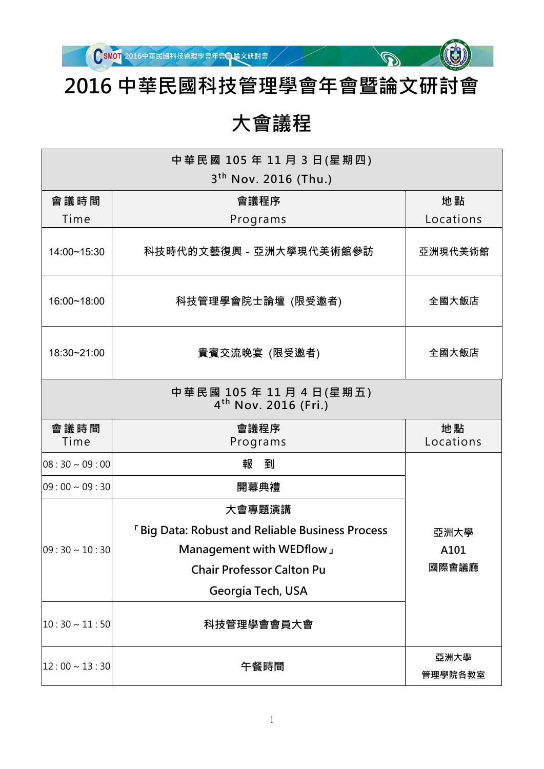# 2016 中華民國科技管理學會年會暨論文研討會

## 大會議程

| 中華民國 105 年 11 月 3 日(星期四) 3th Nov. 2016 (Thu.) | | |
|---|---|---|
| 會議時間 Time | 會議程序 Programs | 地點 Locations |
| 14:00~15:30 | 科技時代的文藝復興 - 亞洲大學現代美術館參訪 | 亞洲現代美術館 |
| 16:00~18:00 | 科技管理學會院士論壇 (限受邀者) | 全國大飯店 |
| 18:30~21:00 | 貴賓交流晚宴 (限受邀者) | 全國大飯店 |

| 中華民國 105 年 11 月 4 日(星期五) 4th Nov. 2016 (Fri.) | | |
|---|---|---|
| 會議時間 Time | 會議程序 Programs | 地點 Locations |
| 08 : 30 ~ 09 : 00 | 報　到 | 亞洲大學 A101 國際會議廳 |
| 09 : 00 ~ 09 : 30 | 開幕典禮 | |
| 09 : 30 ~ 10 : 30 | 大會專題演講「Big Data: Robust and Reliable Business Process Management with WEDflow」Chair Professor Calton Pu Georgia Tech, USA | |
| 10 : 30 ~ 11 : 50 | 科技管理學會會員大會 | |
| 12 : 00 ~ 13 : 30 | 午餐時間 | 亞洲大學 管理學院各教室 |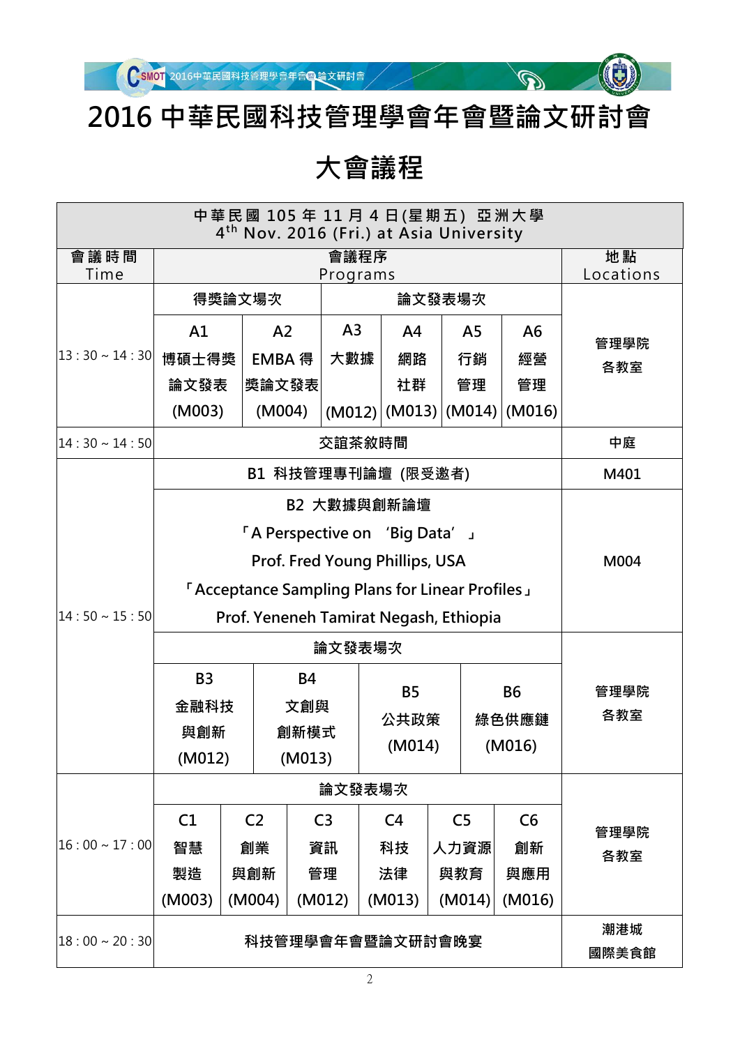# 2016 中華民國科技管理學會年會暨論文研討會

## 大會議程

| 中華民國 105 年 11 月 4 日(星期五) 亞洲大學<br>$4^{th}$ Nov. 2016 (Fri.) at Asia University | | | | | | | |
|---|---|---|---|---|---|---|---|
| **會議時間**<br>Time | **會議程序**<br>Programs | | | | | | **地點**<br>Locations |
| 13 : 30 ~ 14 : 30 | 得獎論文場次 | | 論文發表場次 | | | | 管理學院<br>各教室 |
| | A1<br>博碩士得獎論文發表<br>(M003) | A2<br>EMBA 得獎論文發表<br>(M004) | A3<br>大數據<br>(M012) | A4<br>網路社群<br>(M013) | A5<br>行銷管理<br>(M014) | A6<br>經營管理<br>(M016) | |
| 14 : 30 ~ 14 : 50 | 交誼茶敘時間 | | | | | | 中庭 |
| 14 : 50 ~ 15 : 50 | B1 科技管理專刊論壇 (限受邀者) | | | | | | M401 |
| | B2 大數據與創新論壇<br>「A Perspective on ‘Big Data’」<br>Prof. Fred Young Phillips, USA<br>「Acceptance Sampling Plans for Linear Profiles」<br>Prof. Yeneneh Tamirat Negash, Ethiopia | | | | | | M004 |
| | 論文發表場次 | | | | | | 管理學院<br>各教室 |
| | B3<br>金融科技與創新<br>(M012) | B4<br>文創與創新模式<br>(M013) | B5<br>公共政策<br>(M014) | B6<br>綠色供應鏈<br>(M016) | | | |
| 16 : 00 ~ 17 : 00 | 論文發表場次 | | | | | | 管理學院<br>各教室 |
| | C1<br>智慧製造<br>(M003) | C2<br>創業與創新<br>(M004) | C3<br>資訊管理<br>(M012) | C4<br>科技法律<br>(M013) | C5<br>人力資源與教育<br>(M014) | C6<br>創新與應用<br>(M016) | |
| 18 : 00 ~ 20 : 30 | 科技管理學會年會暨論文研討會晚宴 | | | | | | 潮港城<br>國際美食館 |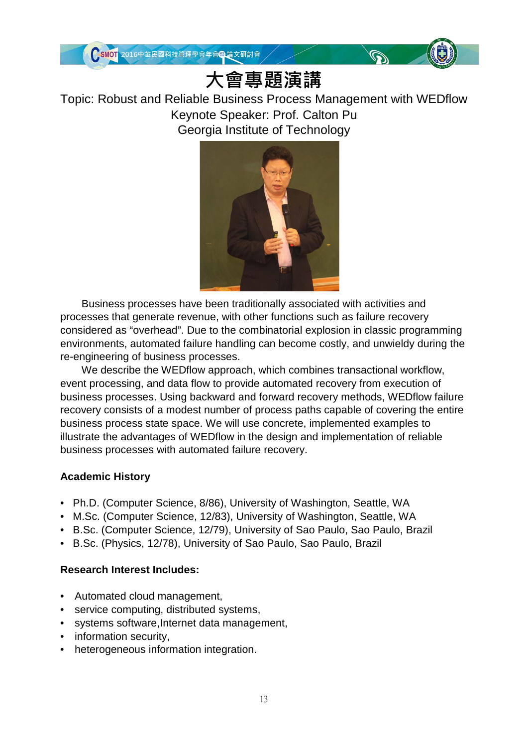# 大會專題演講

Topic: Robust and Reliable Business Process Management with WEDflow
Keynote Speaker: Prof. Calton Pu
Georgia Institute of Technology

Business processes have been traditionally associated with activities and processes that generate revenue, with other functions such as failure recovery considered as “overhead”. Due to the combinatorial explosion in classic programming environments, automated failure handling can become costly, and unwieldy during the re-engineering of business processes.

We describe the WEDflow approach, which combines transactional workflow, event processing, and data flow to provide automated recovery from execution of business processes. Using backward and forward recovery methods, WEDflow failure recovery consists of a modest number of process paths capable of covering the entire business process state space. We will use concrete, implemented examples to illustrate the advantages of WEDflow in the design and implementation of reliable business processes with automated failure recovery.

**Academic History**

- Ph.D. (Computer Science, 8/86), University of Washington, Seattle, WA
- M.Sc. (Computer Science, 12/83), University of Washington, Seattle, WA
- B.Sc. (Computer Science, 12/79), University of Sao Paulo, Sao Paulo, Brazil
- B.Sc. (Physics, 12/78), University of Sao Paulo, Sao Paulo, Brazil

**Research Interest Includes:**

- Automated cloud management,
- service computing, distributed systems,
- systems software,Internet data management,
- information security,
- heterogeneous information integration.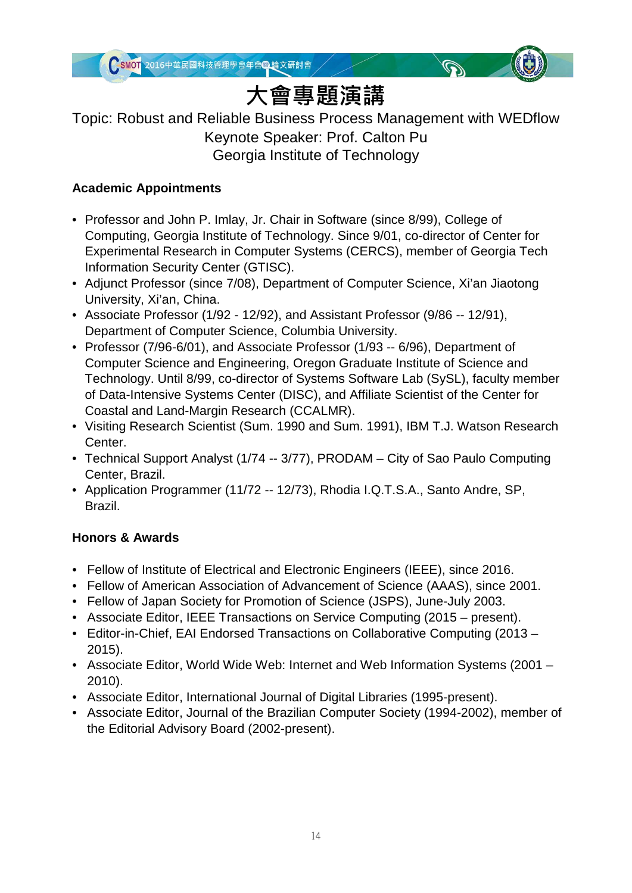# 大會專題演講

Topic: Robust and Reliable Business Process Management with WEDflow
Keynote Speaker: Prof. Calton Pu
Georgia Institute of Technology

## Academic Appointments

- Professor and John P. Imlay, Jr. Chair in Software (since 8/99), College of Computing, Georgia Institute of Technology. Since 9/01, co-director of Center for Experimental Research in Computer Systems (CERCS), member of Georgia Tech Information Security Center (GTISC).
- Adjunct Professor (since 7/08), Department of Computer Science, Xi'an Jiaotong University, Xi'an, China.
- Associate Professor (1/92 - 12/92), and Assistant Professor (9/86 -- 12/91), Department of Computer Science, Columbia University.
- Professor (7/96-6/01), and Associate Professor (1/93 -- 6/96), Department of Computer Science and Engineering, Oregon Graduate Institute of Science and Technology. Until 8/99, co-director of Systems Software Lab (SySL), faculty member of Data-Intensive Systems Center (DISC), and Affiliate Scientist of the Center for Coastal and Land-Margin Research (CCALMR).
- Visiting Research Scientist (Sum. 1990 and Sum. 1991), IBM T.J. Watson Research Center.
- Technical Support Analyst (1/74 -- 3/77), PRODAM – City of Sao Paulo Computing Center, Brazil.
- Application Programmer (11/72 -- 12/73), Rhodia I.Q.T.S.A., Santo Andre, SP, Brazil.

## Honors & Awards

- Fellow of Institute of Electrical and Electronic Engineers (IEEE), since 2016.
- Fellow of American Association of Advancement of Science (AAAS), since 2001.
- Fellow of Japan Society for Promotion of Science (JSPS), June-July 2003.
- Associate Editor, IEEE Transactions on Service Computing (2015 – present).
- Editor-in-Chief, EAI Endorsed Transactions on Collaborative Computing (2013 – 2015).
- Associate Editor, World Wide Web: Internet and Web Information Systems (2001 – 2010).
- Associate Editor, International Journal of Digital Libraries (1995-present).
- Associate Editor, Journal of the Brazilian Computer Society (1994-2002), member of the Editorial Advisory Board (2002-present).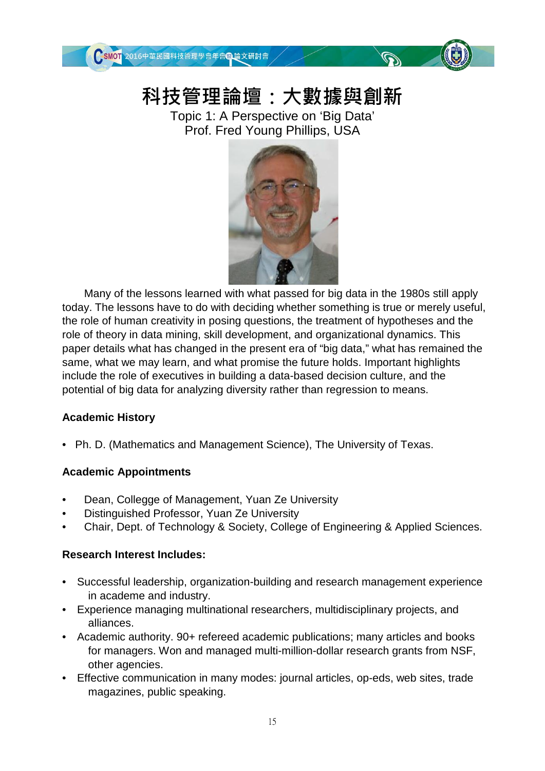# 科技管理論壇：大數據與創新

Topic 1: A Perspective on ‘Big Data’

Prof. Fred Young Phillips, USA

Many of the lessons learned with what passed for big data in the 1980s still apply today. The lessons have to do with deciding whether something is true or merely useful, the role of human creativity in posing questions, the treatment of hypotheses and the role of theory in data mining, skill development, and organizational dynamics. This paper details what has changed in the present era of “big data,” what has remained the same, what we may learn, and what promise the future holds. Important highlights include the role of executives in building a data-based decision culture, and the potential of big data for analyzing diversity rather than regression to means.

**Academic History**

- Ph. D. (Mathematics and Management Science), The University of Texas.

**Academic Appointments**

- Dean, Collegge of Management, Yuan Ze University
- Distinguished Professor, Yuan Ze University
- Chair, Dept. of Technology & Society, College of Engineering & Applied Sciences.

**Research Interest Includes:**

- Successful leadership, organization-building and research management experience in academe and industry.
- Experience managing multinational researchers, multidisciplinary projects, and alliances.
- Academic authority. 90+ refereed academic publications; many articles and books for managers. Won and managed multi-million-dollar research grants from NSF, other agencies.
- Effective communication in many modes: journal articles, op-eds, web sites, trade magazines, public speaking.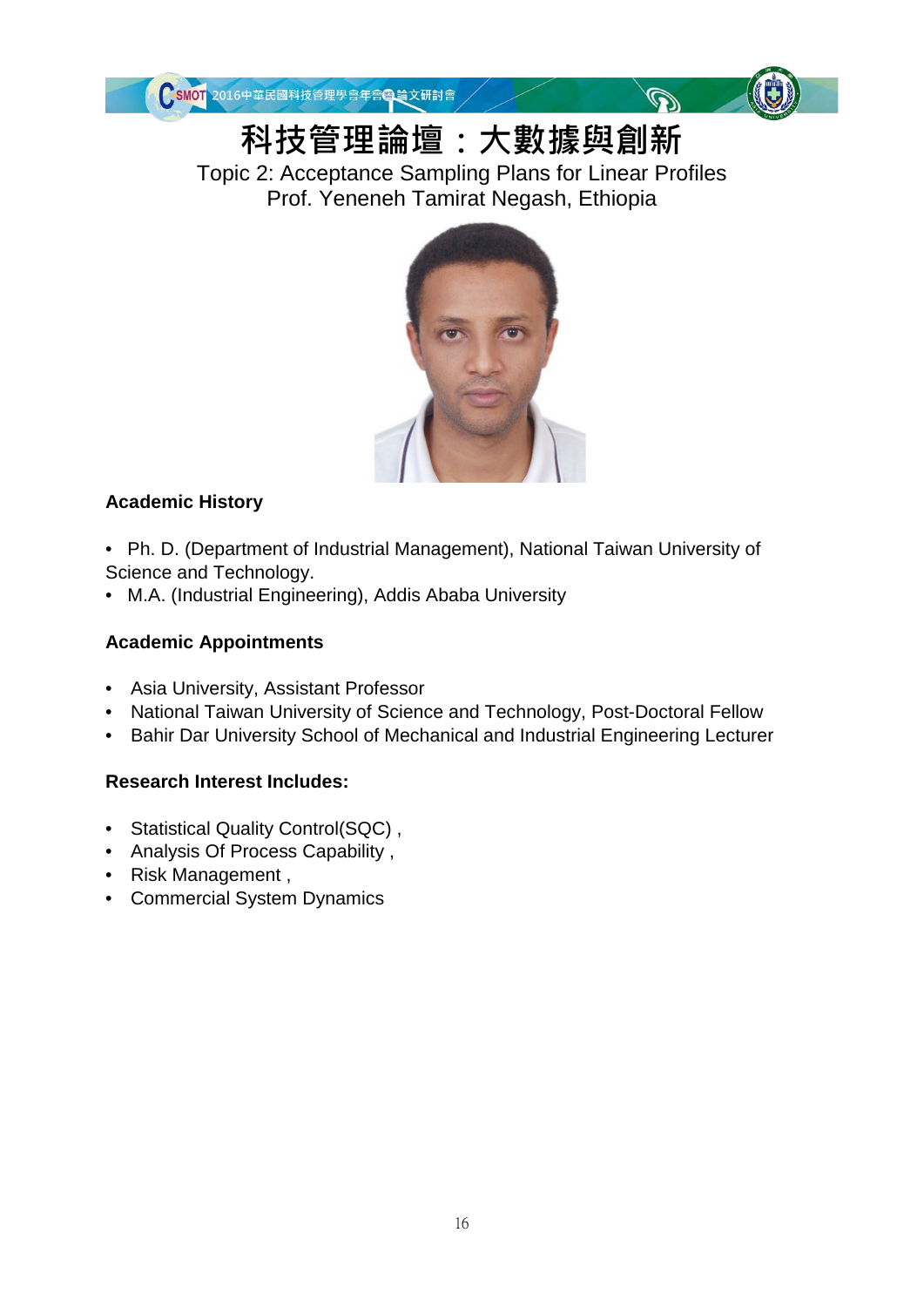# 科技管理論壇：大數據與創新

Topic 2: Acceptance Sampling Plans for Linear Profiles
Prof. Yeneh Tamirat Negash, Ethiopia

### Academic History

- Ph. D. (Department of Industrial Management), National Taiwan University of Science and Technology.
- M.A. (Industrial Engineering), Addis Ababa University

### Academic Appointments

- Asia University, Assistant Professor
- National Taiwan University of Science and Technology, Post-Doctoral Fellow
- Bahir Dar University School of Mechanical and Industrial Engineering Lecturer

### Research Interest Includes:

- Statistical Quality Control(SQC) ,
- Analysis Of Process Capability ,
- Risk Management ,
- Commercial System Dynamics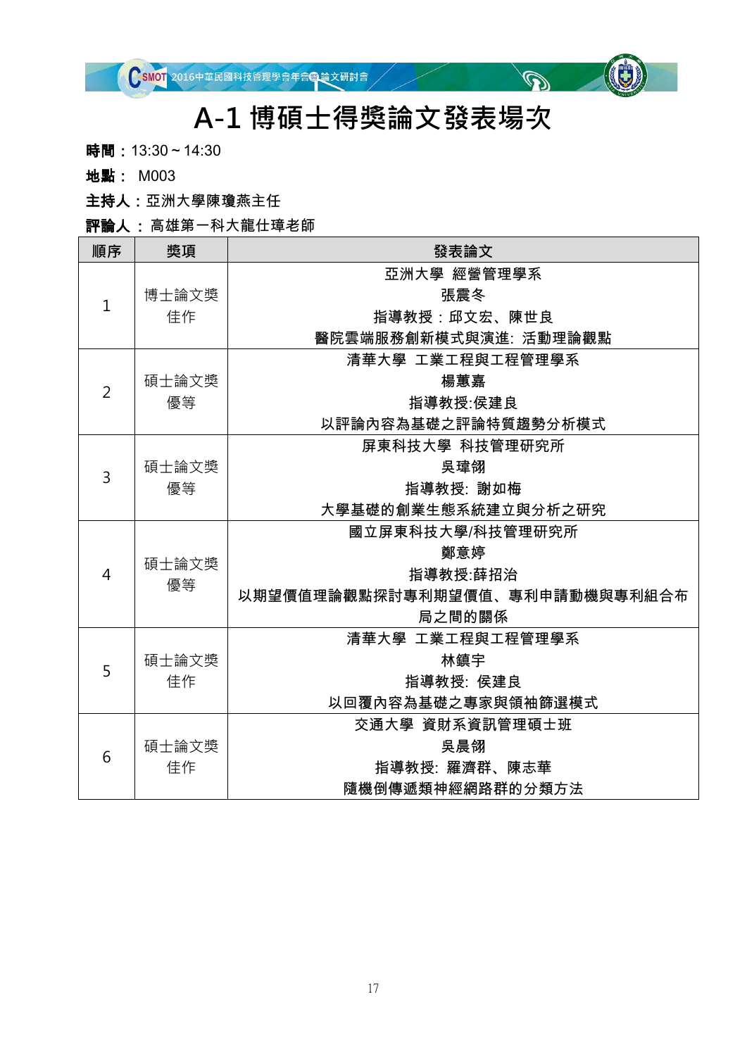# A-1 博碩士得獎論文發表場次

**時間：** 13:30 ~ 14:30

**地點：** M003

**主持人：** 亞洲大學陳瓊燕主任

**評論人：** 高雄第一科大龍仕璋老師

| 順序 | 獎項 | 發表論文 |
|---|---|---|
| 1 | 博士論文獎<br>佳作 | 亞洲大學 經營管理學系<br>張震冬<br>指導教授：邱文宏、陳世良<br>醫院雲端服務創新模式與演進: 活動理論觀點 |
| 2 | 碩士論文獎<br>優等 | 清華大學 工業工程與工程管理學系<br>楊蕙嘉<br>指導教授:侯建良<br>以評論內容為基礎之評論特質趨勢分析模式 |
| 3 | 碩士論文獎<br>優等 | 屏東科技大學 科技管理研究所<br>吳瑋翎<br>指導教授: 謝如梅<br>大學基礎的創業生態系統建立與分析之研究 |
| 4 | 碩士論文獎<br>優等 | 國立屏東科技大學/科技管理研究所<br>鄭意婷<br>指導教授:薛招治<br>以期望價值理論觀點探討專利期望價值、專利申請動機與專利組合布局之間的關係 |
| 5 | 碩士論文獎<br>佳作 | 清華大學 工業工程與工程管理學系<br>林鎮宇<br>指導教授: 侯建良<br>以回覆內容為基礎之專家與領袖篩選模式 |
| 6 | 碩士論文獎<br>佳作 | 交通大學 資財系資訊管理碩士班<br>吳晨翎<br>指導教授: 羅濟群、陳志華<br>隨機倒傳遞類神經網路群的分類方法 |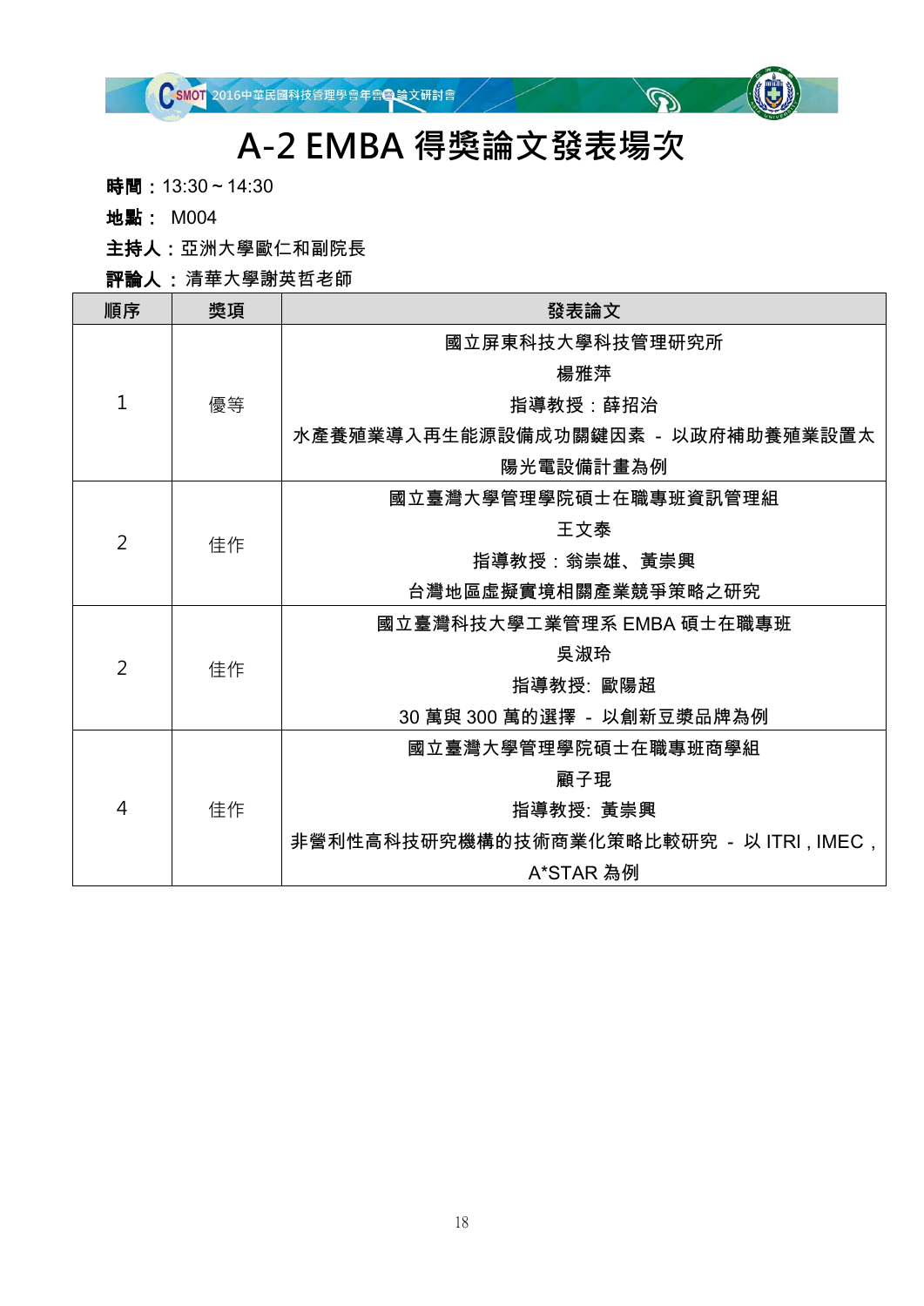# A-2 EMBA 得獎論文發表場次

**時間：** 13:30 ~ 14:30

**地點：** M004

**主持人：** 亞洲大學歐仁和副院長

**評論人：** 清華大學謝英哲老師

| 順序 | 獎項 | 發表論文 |
|---|---|---|
| 1 | 優等 | 國立屏東科技大學科技管理研究所<br>楊雅萍<br>指導教授：薛招治<br>水產養殖業導入再生能源設備成功關鍵因素 - 以政府補助養殖業設置太陽光電設備計畫為例 |
| 2 | 佳作 | 國立臺灣大學管理學院碩士在職專班資訊管理組<br>王文泰<br>指導教授：翁崇雄、黃崇興<br>台灣地區虛擬實境相關產業競爭策略之研究 |
| 2 | 佳作 | 國立臺灣科技大學工業管理系 EMBA 碩士在職專班<br>吳淑玲<br>指導教授: 歐陽超<br>30 萬與 300 萬的選擇 - 以創新豆漿品牌為例 |
| 4 | 佳作 | 國立臺灣大學管理學院碩士在職專班商學組<br>顧子珵<br>指導教授: 黃崇興<br>非營利性高科技研究機構的技術商業化策略比較研究 - 以 ITRI , IMEC , A*STAR 為例 |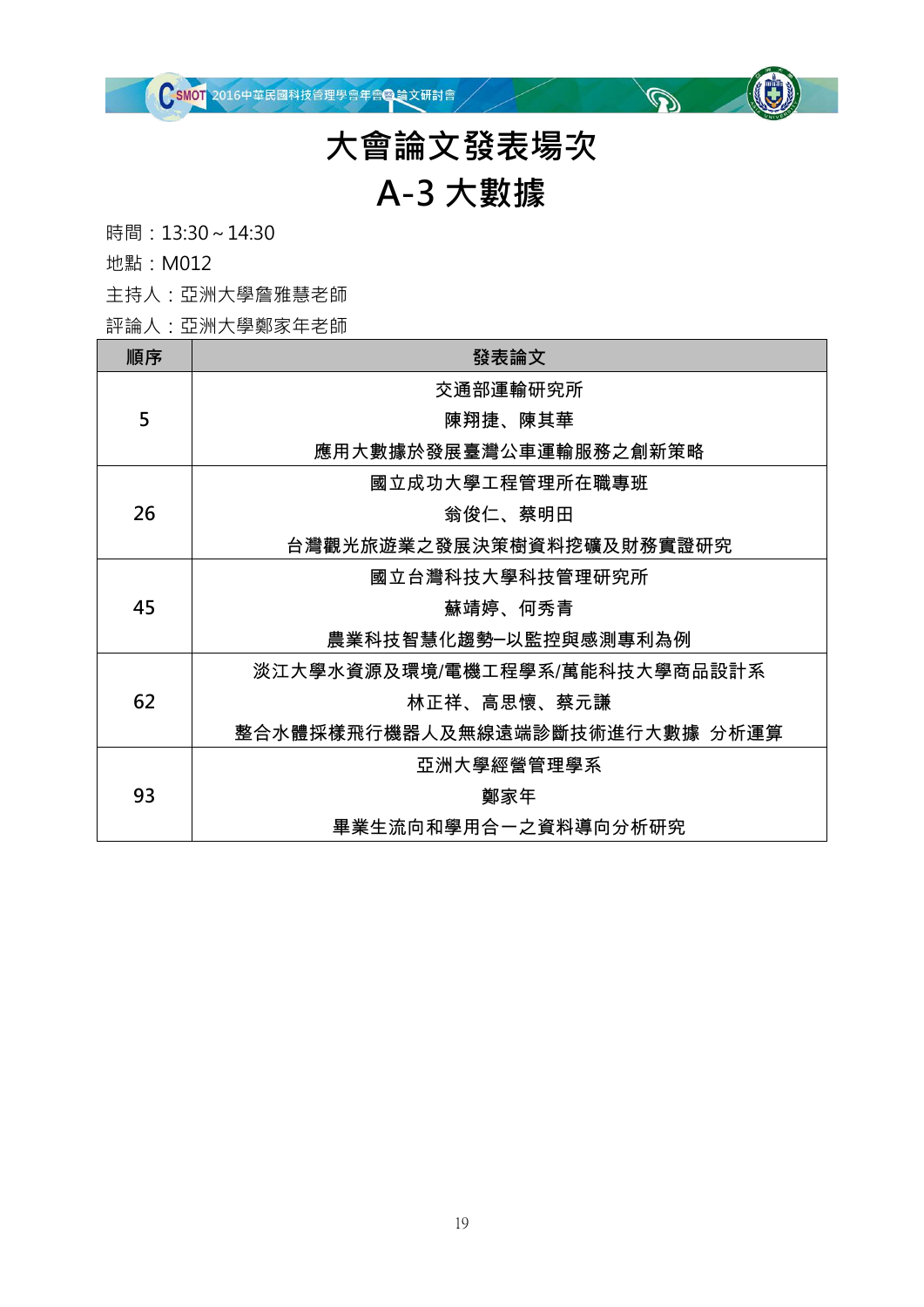# 大會論文發表場次

# A-3 大數據

時間：13:30 ~ 14:30

地點：M012

主持人：亞洲大學詹雅慧老師

評論人：亞洲大學鄭家年老師

| 順序 | 發表論文 |
| --- | --- |
| 5 | 交通部運輸研究所<br>陳翔捷、陳其華<br>應用大數據於發展臺灣公車運輸服務之創新策略 |
| 26 | 國立成功大學工程管理所在職專班<br>翁俊仁、蔡明田<br>台灣觀光旅遊業之發展決策樹資料挖礦及財務實證研究 |
| 45 | 國立台灣科技大學科技管理研究所<br>蘇靖婷、何秀青<br>農業科技智慧化趨勢─以監控與感測專利為例 |
| 62 | 淡江大學水資源及環境/電機工程學系/萬能科技大學商品設計系<br>林正祥、高思懷、蔡元謙<br>整合水體採樣飛行機器人及無線遠端診斷技術進行大數據 分析運算 |
| 93 | 亞洲大學經營管理學系<br>鄭家年<br>畢業生流向和學用合一之資料導向分析研究 |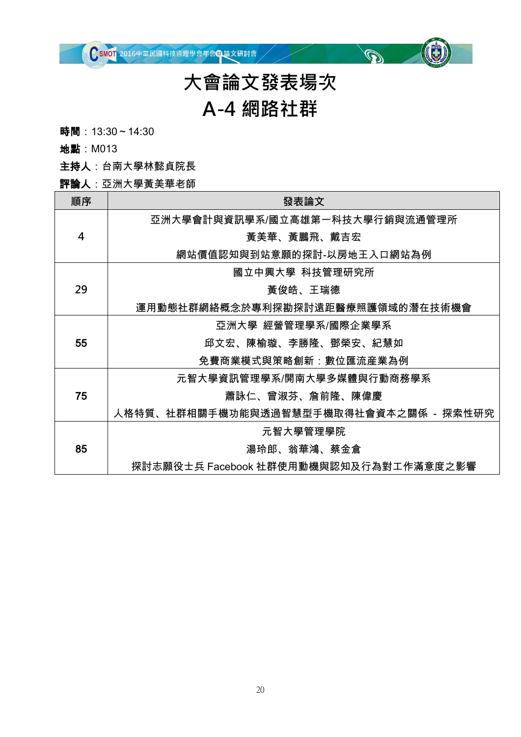# 大會論文發表場次

# A-4 網路社群

**時間**：13:30 ~ 14:30

**地點**：M013

**主持人**：台南大學林懿貞院長

**評論人**：亞洲大學黃美華老師

| 順序 | 發表論文 |
|---|---|
| 4 | 亞洲大學會計與資訊學系/國立高雄第一科技大學行銷與流通管理所<br>黃美華、黃鵬飛、戴吉宏<br>網站價值認知與到站意願的探討-以房地王入口網站為例 |
| 29 | 國立中興大學 科技管理研究所<br>黃俊皓、王瑞德<br>運用動態社群網絡概念於專利探勘探討遠距醫療照護領域的潛在技術機會 |
| 55 | 亞洲大學 經營管理學系/國際企業學系<br>邱文宏、陳榆璇、李勝隆、鄧榮安、紀慧如<br>免費商業模式與策略創新：數位匯流產業為例 |
| 75 | 元智大學資訊管理學系/開南大學多媒體與行動商務學系<br>蕭詠仁、曾淑芬、詹前隆、陳偉慶<br>人格特質、社群相關手機功能與透過智慧型手機取得社會資本之關係 - 探索性研究 |
| 85 | 元智大學管理學院<br>湯玲郎、翁華鴻、蔡金倉<br>探討志願役士兵 Facebook 社群使用動機與認知及行為對工作滿意度之影響 |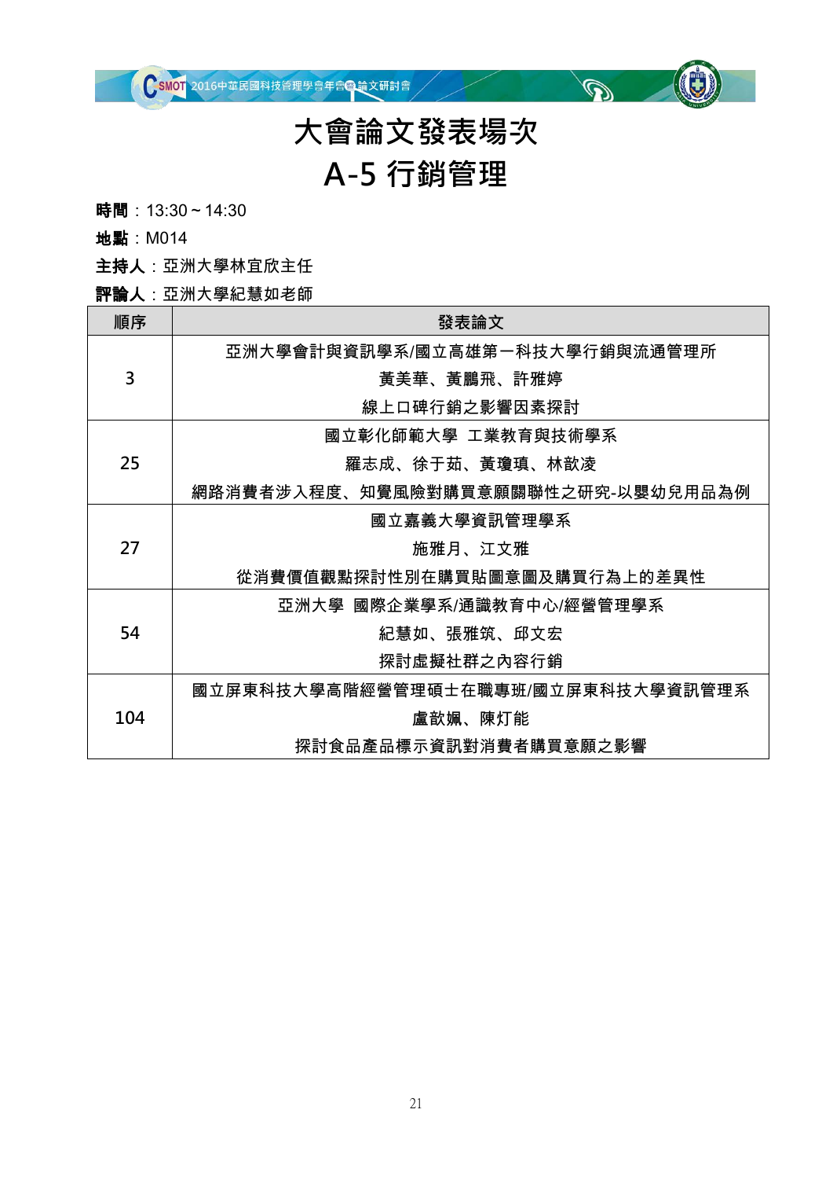# 大會論文發表場次

# A-5 行銷管理

**時間**：13:30 ~ 14:30

**地點**：M014

**主持人**：亞洲大學林宜欣主任

**評論人**：亞洲大學紀慧如老師

| 順序 | 發表論文 |
| --- | --- |
| 3 | 亞洲大學會計與資訊學系/國立高雄第一科技大學行銷與流通管理所<br>黃美華、黃鵬飛、許雅婷<br>線上口碑行銷之影響因素探討 |
| 25 | 國立彰化師範大學 工業教育與技術學系<br>羅志成、徐于茹、黃瓊瑱、林歆凌<br>網路消費者涉入程度、知覺風險對購買意願關聯性之研究-以嬰幼兒用品為例 |
| 27 | 國立嘉義大學資訊管理學系<br>施雅月、江文雅<br>從消費價值觀點探討性別在購買貼圖意圖及購買行為上的差異性 |
| 54 | 亞洲大學 國際企業學系/通識教育中心/經營管理學系<br>紀慧如、張雅筑、邱文宏<br>探討虛擬社群之內容行銷 |
| 104 | 國立屏東科技大學高階經營管理碩士在職專班/國立屏東科技大學資訊管理系<br>盧歆姵、陳灯能<br>探討食品產品標示資訊對消費者購買意願之影響 |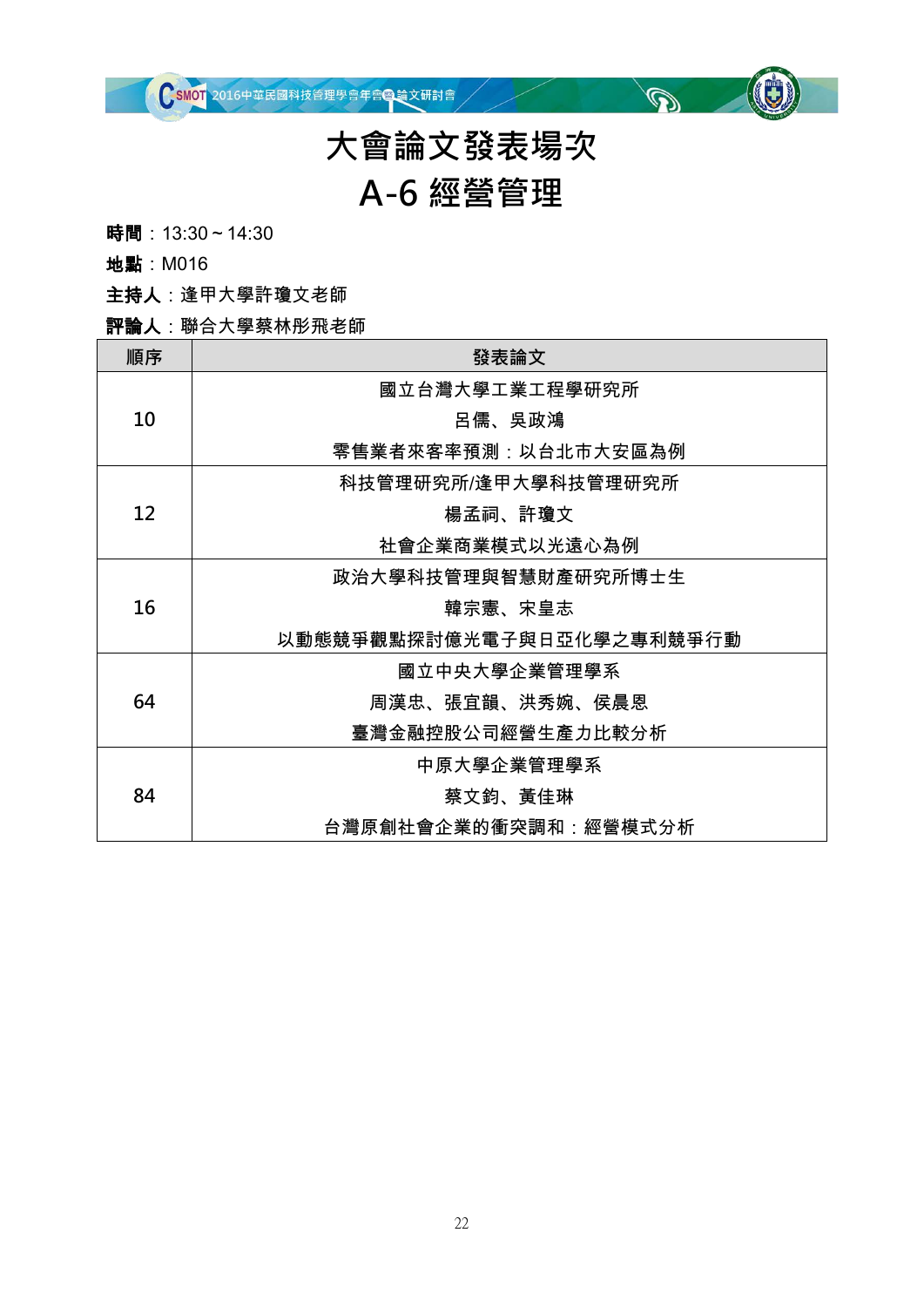# 大會論文發表場次

# A-6 經營管理

**時間**：13:30 ~ 14:30

**地點**：M016

**主持人**：逢甲大學許瓊文老師

**評論人**：聯合大學蔡林彤飛老師

| 順序 | 發表論文 |
|---|---|
| 10 | 國立台灣大學工業工程學研究所<br>呂儒、吳政鴻<br>零售業者來客率預測：以台北市大安區為例 |
| 12 | 科技管理研究所/逢甲大學科技管理研究所<br>楊孟祠、許瓊文<br>社會企業商業模式以光遠心為例 |
| 16 | 政治大學科技管理與智慧財產研究所博士生<br>韓宗憲、宋皇志<br>以動態競爭觀點探討億光電子與日亞化學之專利競爭行動 |
| 64 | 國立中央大學企業管理學系<br>周漢忠、張宜韻、洪秀婉、侯晨恩<br>臺灣金融控股公司經營生產力比較分析 |
| 84 | 中原大學企業管理學系<br>蔡文鈞、黃佳琳<br>台灣原創社會企業的衝突調和：經營模式分析 |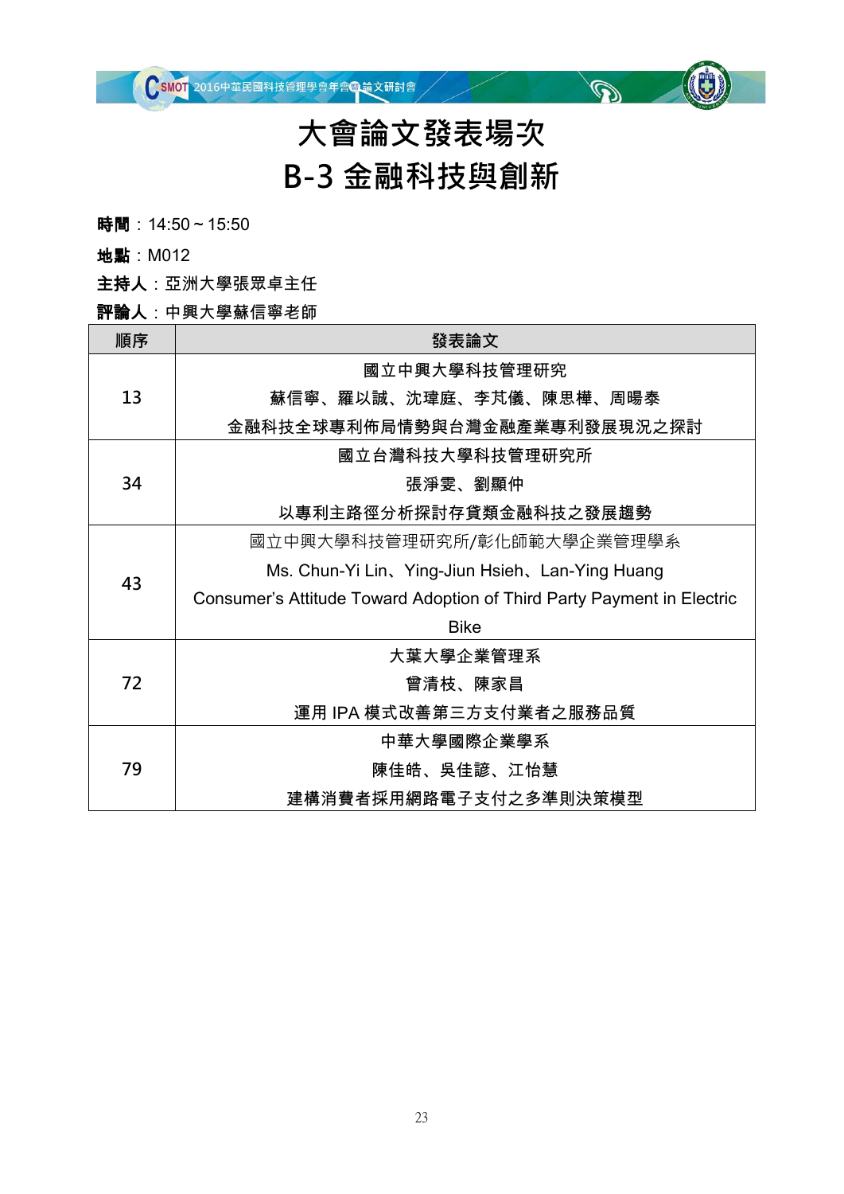# 大會論文發表場次

# B-3 金融科技與創新

**時間**：14:50 ~ 15:50

**地點**：M012

**主持人**：亞洲大學張眾卓主任

**評論人**：中興大學蘇信寧老師

| 順序 | 發表論文 |
|---|---|
| 13 | 國立中興大學科技管理研究<br>蘇信寧、羅以誠、沈瑋庭、李芃儀、陳思樺、周暘泰<br>金融科技全球專利佈局情勢與台灣金融產業專利發展現況之探討 |
| 34 | 國立台灣科技大學科技管理研究所<br>張淨雯、劉顯仲<br>以專利主路徑分析探討存貸類金融科技之發展趨勢 |
| 43 | 國立中興大學科技管理研究所/彰化師範大學企業管理學系<br>Ms. Chun-Yi Lin、Ying-Jiun Hsieh、Lan-Ying Huang<br>Consumer’s Attitude Toward Adoption of Third Party Payment in Electric Bike |
| 72 | 大葉大學企業管理系<br>曾清枝、陳家昌<br>運用 IPA 模式改善第三方支付業者之服務品質 |
| 79 | 中華大學國際企業學系<br>陳佳皓、吳佳諺、江怡慧<br>建構消費者採用網路電子支付之多準則決策模型 |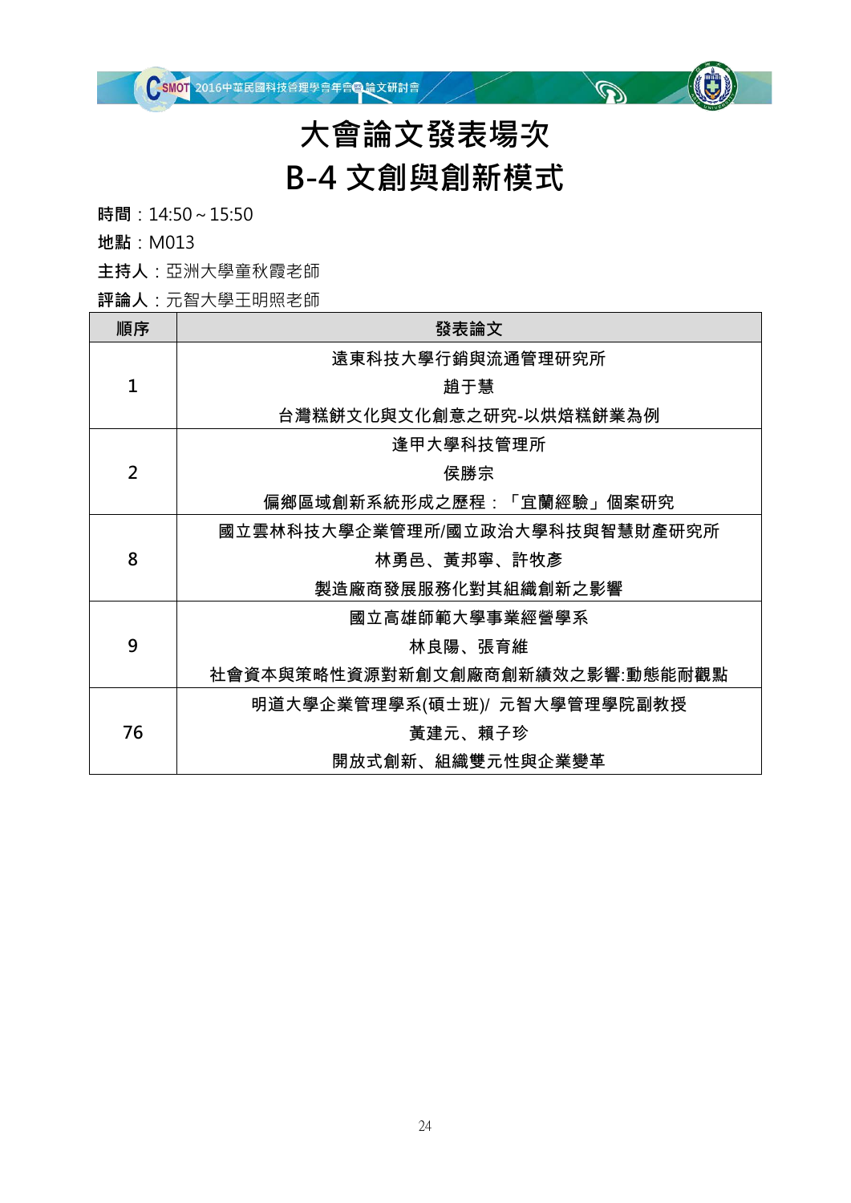# 大會論文發表場次

# B-4 文創與創新模式

**時間**：14:50 ~ 15:50

**地點**：M013

**主持人**：亞洲大學童秋霞老師

**評論人**：元智大學王明照老師

| 順序 | 發表論文 |
|---|---|
| 1 | 遠東科技大學行銷與流通管理研究所<br>趙于慧<br>台灣糕餅文化與文化創意之研究-以烘焙糕餅業為例 |
| 2 | 逢甲大學科技管理所<br>侯勝宗<br>偏鄉區域創新系統形成之歷程：「宜蘭經驗」個案研究 |
| 8 | 國立雲林科技大學企業管理所/國立政治大學科技與智慧財產研究所<br>林勇邑、黃邦寧、許牧彥<br>製造廠商發展服務化對其組織創新之影響 |
| 9 | 國立高雄師範大學事業經營學系<br>林良陽、張育維<br>社會資本與策略性資源對新創文創廠商創新績效之影響:動態能耐觀點 |
| 76 | 明道大學企業管理學系(碩士班)/ 元智大學管理學院副教授<br>黃建元、賴子珍<br>開放式創新、組織雙元性與企業變革 |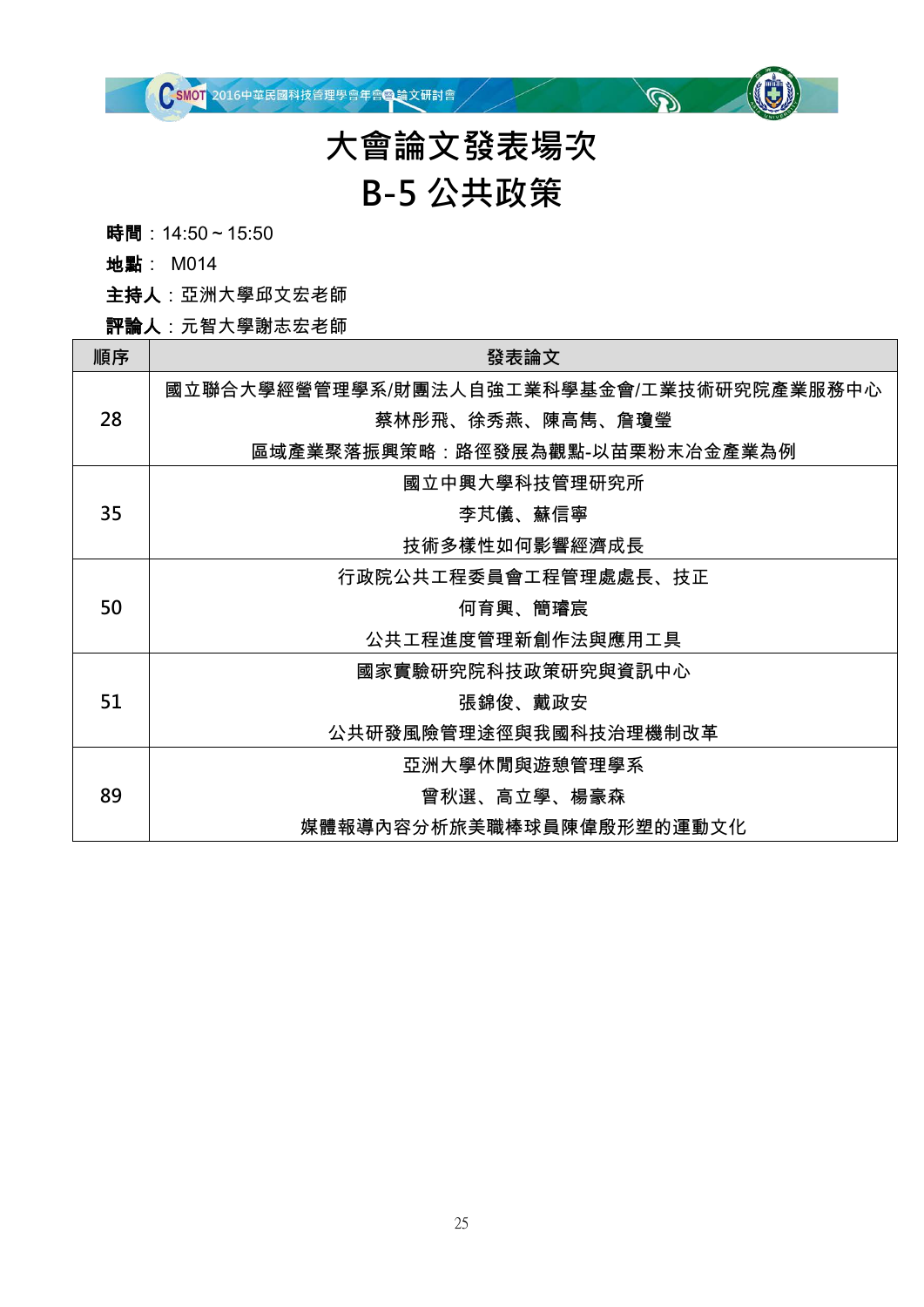# 大會論文發表場次

# B-5 公共政策

**時間**：14:50 ~ 15:50

**地點**： M014

**主持人**：亞洲大學邱文宏老師

**評論人**：元智大學謝志宏老師

| 順序 | 發表論文 |
|---|---|
| 28 | 國立聯合大學經營管理學系/財團法人自強工業科學基金會/工業技術研究院產業服務中心<br>蔡林彤飛、徐秀燕、陳高雋、詹瓊瑩<br>區域產業聚落振興策略：路徑發展為觀點-以苗栗粉末冶金產業為例 |
| 35 | 國立中興大學科技管理研究所<br>李芃儀、蘇信寧<br>技術多樣性如何影響經濟成長 |
| 50 | 行政院公共工程委員會工程管理處處長、技正<br>何育興、簡璿宸<br>公共工程進度管理新創作法與應用工具 |
| 51 | 國家實驗研究院科技政策研究與資訊中心<br>張錦俊、戴政安<br>公共研發風險管理途徑與我國科技治理機制改革 |
| 89 | 亞洲大學休閒與遊憩管理學系<br>曾秋選、高立學、楊豪森<br>媒體報導內容分析旅美職棒球員陳偉殷形塑的運動文化 |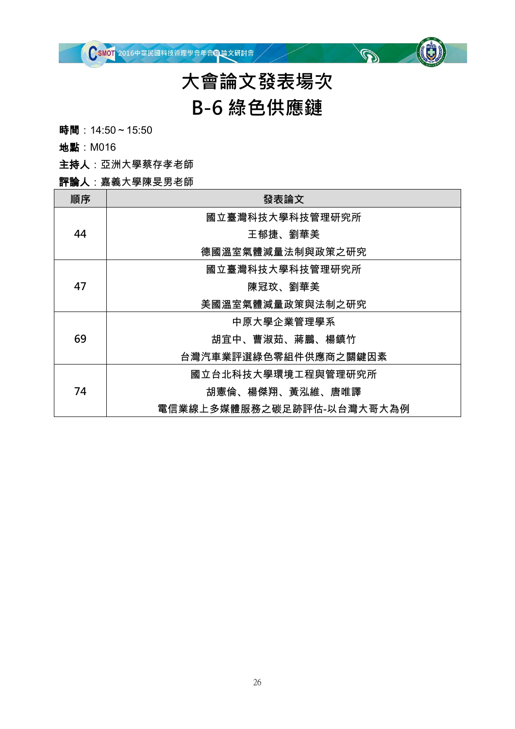# 大會論文發表場次

# B-6 綠色供應鏈

**時間**：14:50 ~ 15:50

**地點**：M016

**主持人**：亞洲大學蔡存孝老師

**評論人**：嘉義大學陳昱男老師

| 順序 | 發表論文 |
|---|---|
| 44 | 國立臺灣科技大學科技管理研究所<br>王郁捷、劉華美<br>德國溫室氣體減量法制與政策之研究 |
| 47 | 國立臺灣科技大學科技管理研究所<br>陳冠玟、劉華美<br>美國溫室氣體減量政策與法制之研究 |
| 69 | 中原大學企業管理學系<br>胡宜中、曹淑茹、蔣鵬、楊鎮竹<br>台灣汽車業評選綠色零組件供應商之關鍵因素 |
| 74 | 國立台北科技大學環境工程與管理研究所<br>胡憲倫、楊傑翔、黃泓維、唐唯譯<br>電信業線上多媒體服務之碳足跡評估-以台灣大哥大為例 |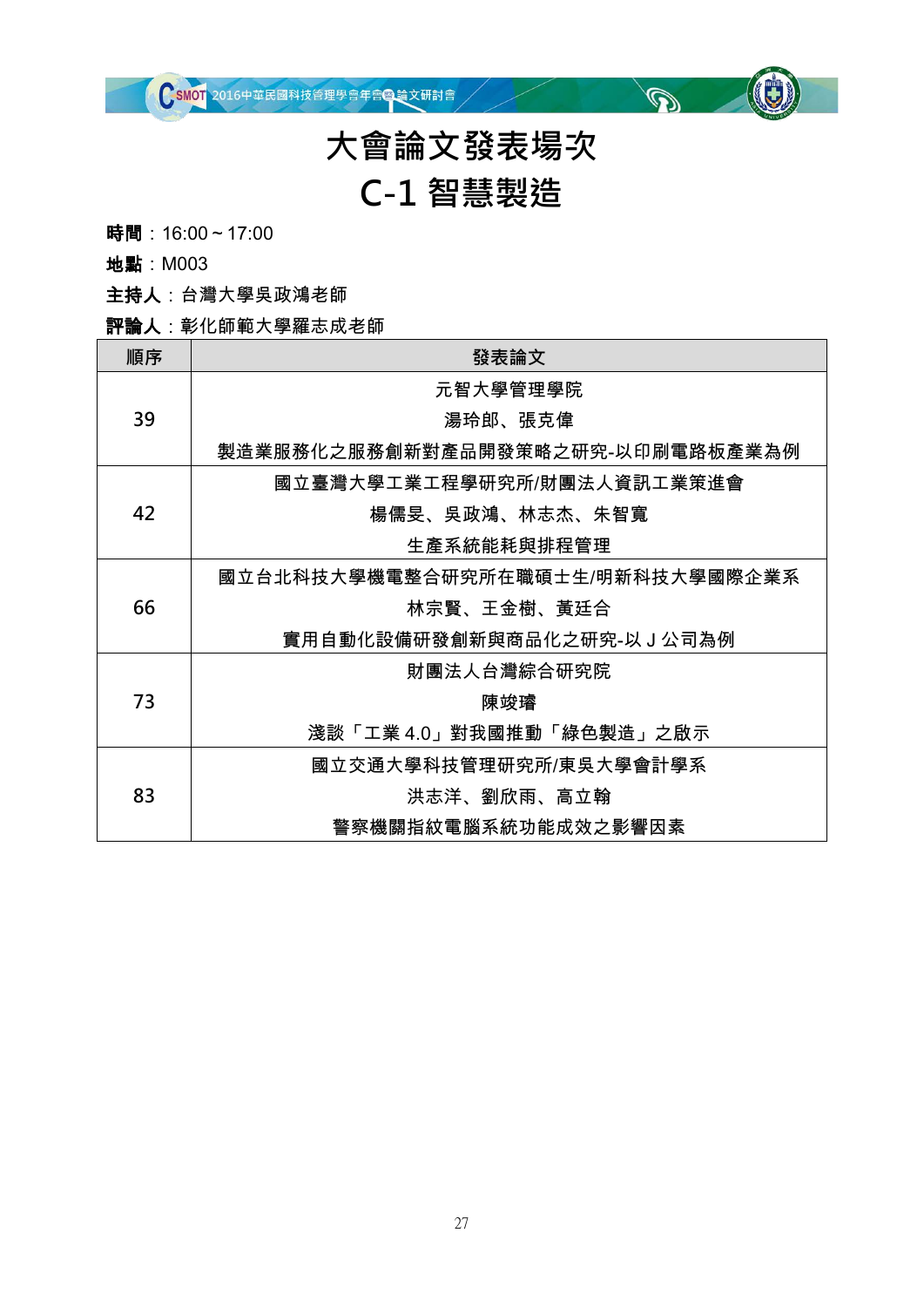# 大會論文發表場次

# C-1 智慧製造

**時間**：16:00 ~ 17:00

**地點**：M003

**主持人**：台灣大學吳政鴻老師

**評論人**：彰化師範大學羅志成老師

| 順序 | 發表論文 |
| --- | --- |
| 39 | 元智大學管理學院<br>湯玲郎、張克偉<br>製造業服務化之服務創新對產品開發策略之研究-以印刷電路板產業為例 |
| 42 | 國立臺灣大學工業工程學研究所/財團法人資訊工業策進會<br>楊儒旻、吳政鴻、林志杰、朱智寬<br>生產系統能耗與排程管理 |
| 66 | 國立台北科技大學機電整合研究所在職碩士生/明新科技大學國際企業系<br>林宗賢、王金樹、黃廷合<br>實用自動化設備研發創新與商品化之研究-以 J 公司為例 |
| 73 | 財團法人台灣綜合研究院<br>陳竣璿<br>淺談「工業 4.0」對我國推動「綠色製造」之啟示 |
| 83 | 國立交通大學科技管理研究所/東吳大學會計學系<br>洪志洋、劉欣雨、高立翰<br>警察機關指紋電腦系統功能成效之影響因素 |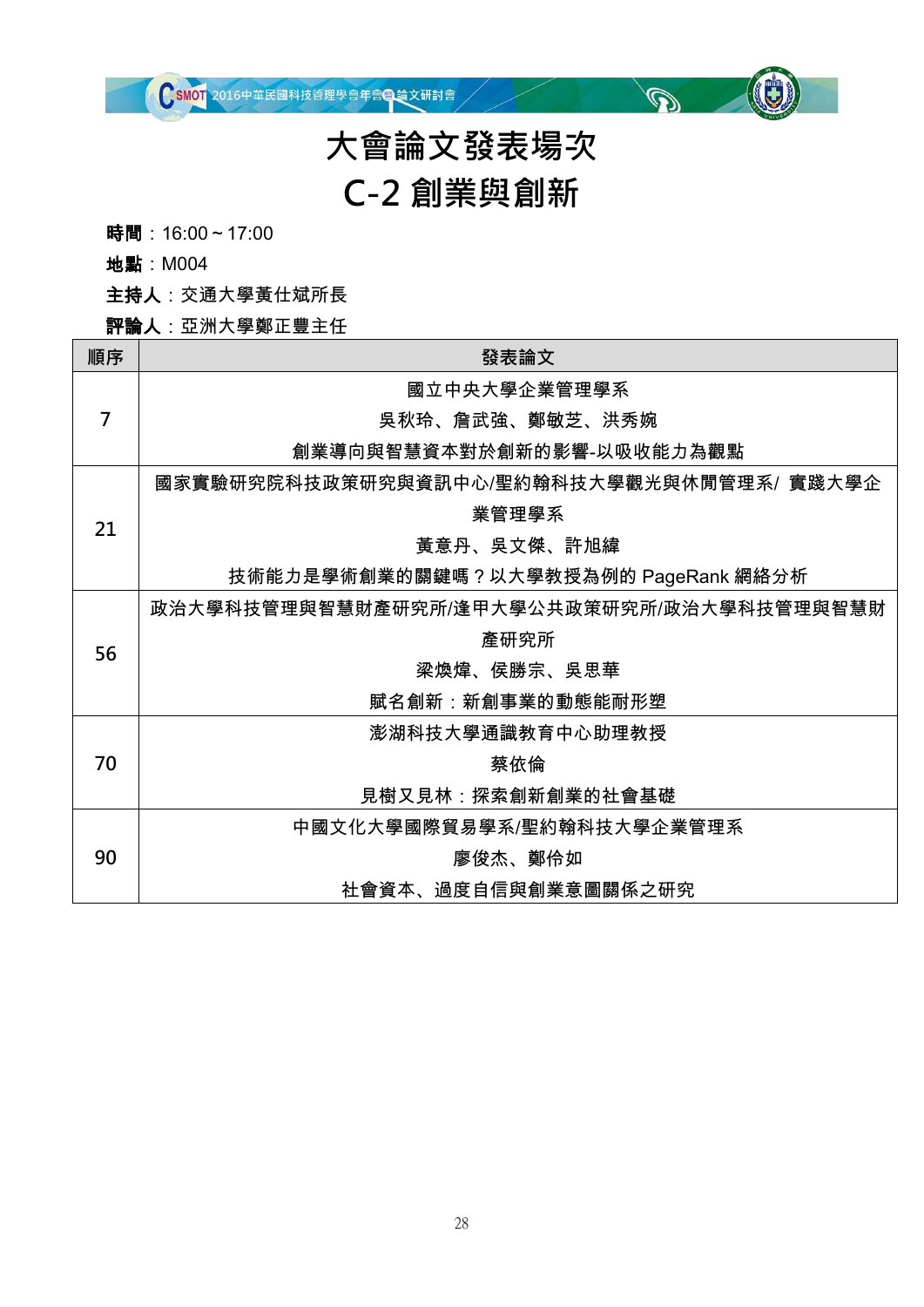# 大會論文發表場次

# C-2 創業與創新

**時間**：16:00 ~ 17:00

**地點**：M004

**主持人**：交通大學黃仕斌所長

**評論人**：亞洲大學鄭正豐主任

| 順序 | 發表論文 |
| --- | --- |
| 7 | 國立中央大學企業管理學系<br>吳秋玲、詹武強、鄭敏芝、洪秀婉<br>創業導向與智慧資本對於創新的影響-以吸收能力為觀點 |
| 21 | 國家實驗研究院科技政策研究與資訊中心/聖約翰科技大學觀光與休閒管理系/ 實踐大學企業管理學系<br>黃意丹、吳文傑、許旭緯<br>技術能力是學術創業的關鍵嗎？以大學教授為例的 PageRank 網絡分析 |
| 56 | 政治大學科技管理與智慧財產研究所/逢甲大學公共政策研究所/政治大學科技管理與智慧財產研究所<br>梁煥煒、侯勝宗、吳思華<br>賦名創新：新創事業的動態能耐形塑 |
| 70 | 澎湖科技大學通識教育中心助理教授<br>蔡依倫<br>見樹又見林：探索創新創業的社會基礎 |
| 90 | 中國文化大學國際貿易學系/聖約翰科技大學企業管理系<br>廖俊杰、鄭伶如<br>社會資本、過度自信與創業意圖關係之研究 |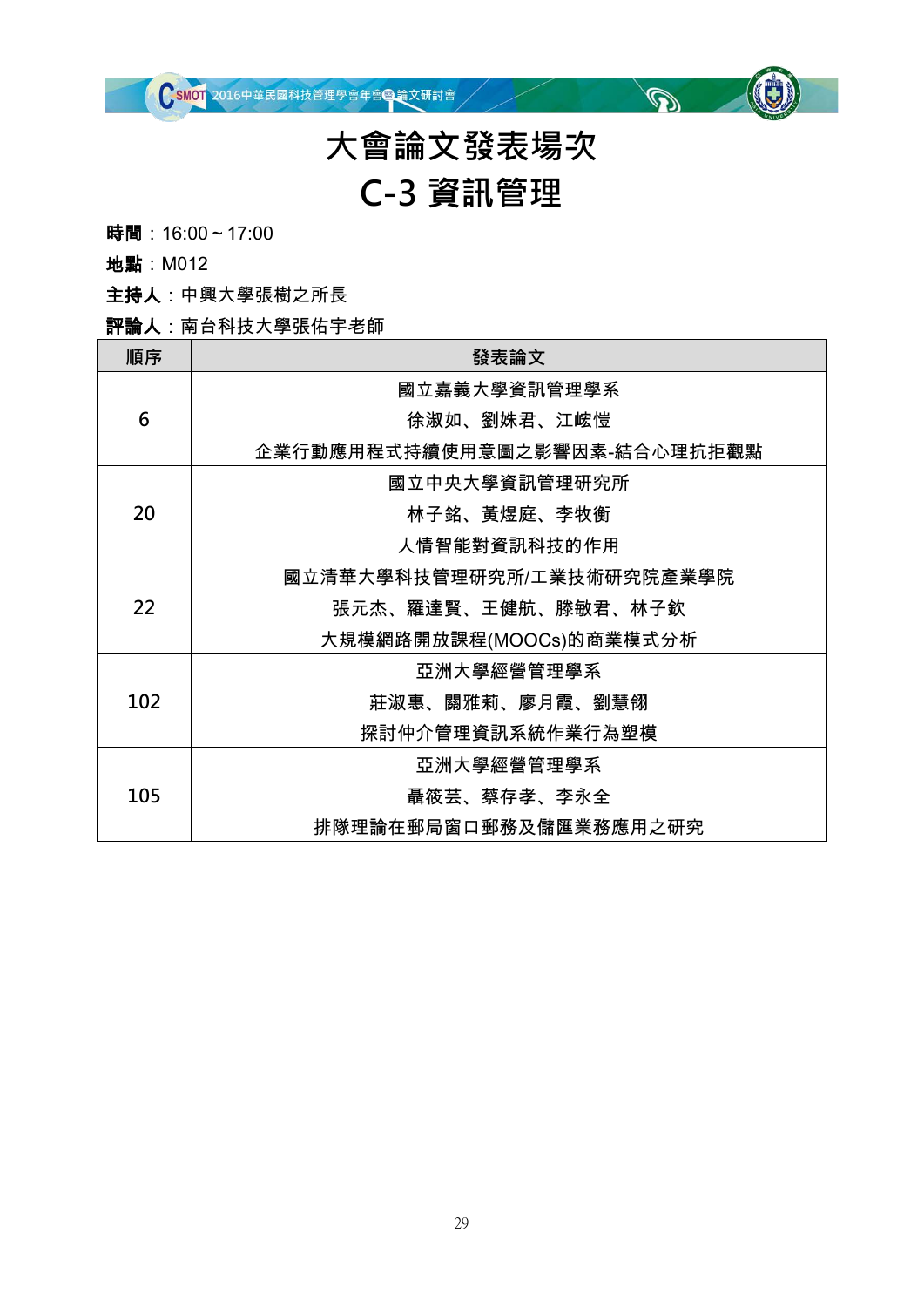# 大會論文發表場次

# C-3 資訊管理

**時間**：16:00 ~ 17:00

**地點**：M012

**主持人**：中興大學張樹之所長

**評論人**：南台科技大學張佑宇老師

| 順序 | 發表論文 |
|---|---|
| 6 | 國立嘉義大學資訊管理學系<br>徐淑如、劉姝君、江崧愷<br>企業行動應用程式持續使用意圖之影響因素-結合心理抗拒觀點 |
| 20 | 國立中央大學資訊管理研究所<br>林子銘、黃煜庭、李牧衡<br>人情智能對資訊科技的作用 |
| 22 | 國立清華大學科技管理研究所/工業技術研究院產業學院<br>張元杰、羅達賢、王健航、滕敏君、林子欽<br>大規模網路開放課程(MOOCs)的商業模式分析 |
| 102 | 亞洲大學經營管理學系<br>莊淑惠、關雅莉、廖月霞、劉慧翎<br>探討仲介管理資訊系統作業行為塑模 |
| 105 | 亞洲大學經營管理學系<br>聶筱芸、蔡存孝、李永全<br>排隊理論在郵局窗口郵務及儲匯業務應用之研究 |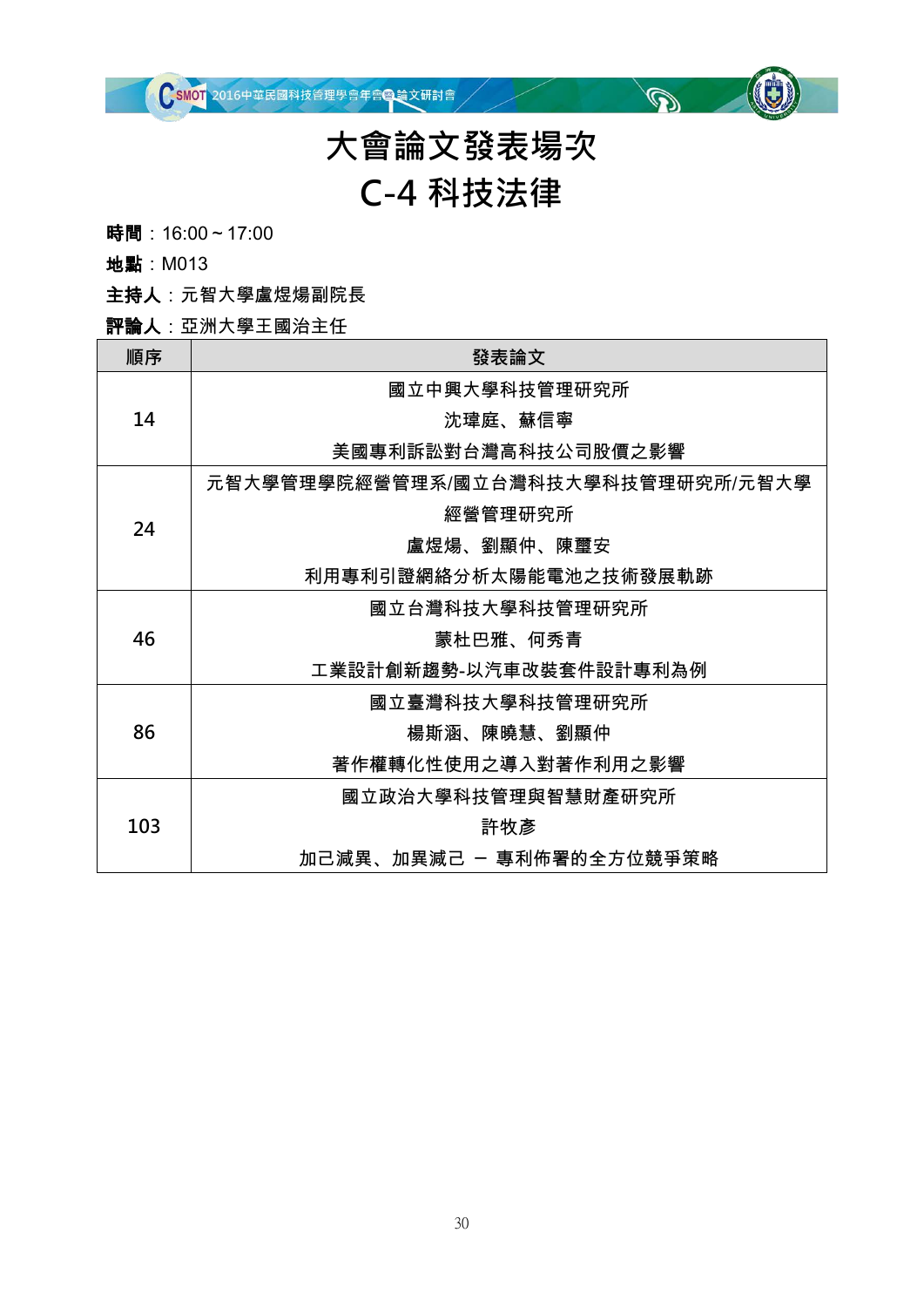# 大會論文發表場次

# C-4 科技法律

**時間**：16:00 ~ 17:00

**地點**：M013

**主持人**：元智大學盧煜煬副院長

**評論人**：亞洲大學王國治主任

| 順序 | 發表論文 |
|---|---|
| 14 | 國立中興大學科技管理研究所<br>沈瑋庭、蘇信寧<br>美國專利訴訟對台灣高科技公司股價之影響 |
| 24 | 元智大學管理學院經營管理系/國立台灣科技大學科技管理研究所/元智大學經營管理研究所<br>盧煜煬、劉顯仲、陳璽安<br>利用專利引證網絡分析太陽能電池之技術發展軌跡 |
| 46 | 國立台灣科技大學科技管理研究所<br>蒙杜巴雅、何秀青<br>工業設計創新趨勢-以汽車改裝套件設計專利為例 |
| 86 | 國立臺灣科技大學科技管理研究所<br>楊斯涵、陳曉慧、劉顯仲<br>著作權轉化性使用之導入對著作利用之影響 |
| 103 | 國立政治大學科技管理與智慧財產研究所<br>許牧彥<br>加己減異、加異減己 – 專利佈署的全方位競爭策略 |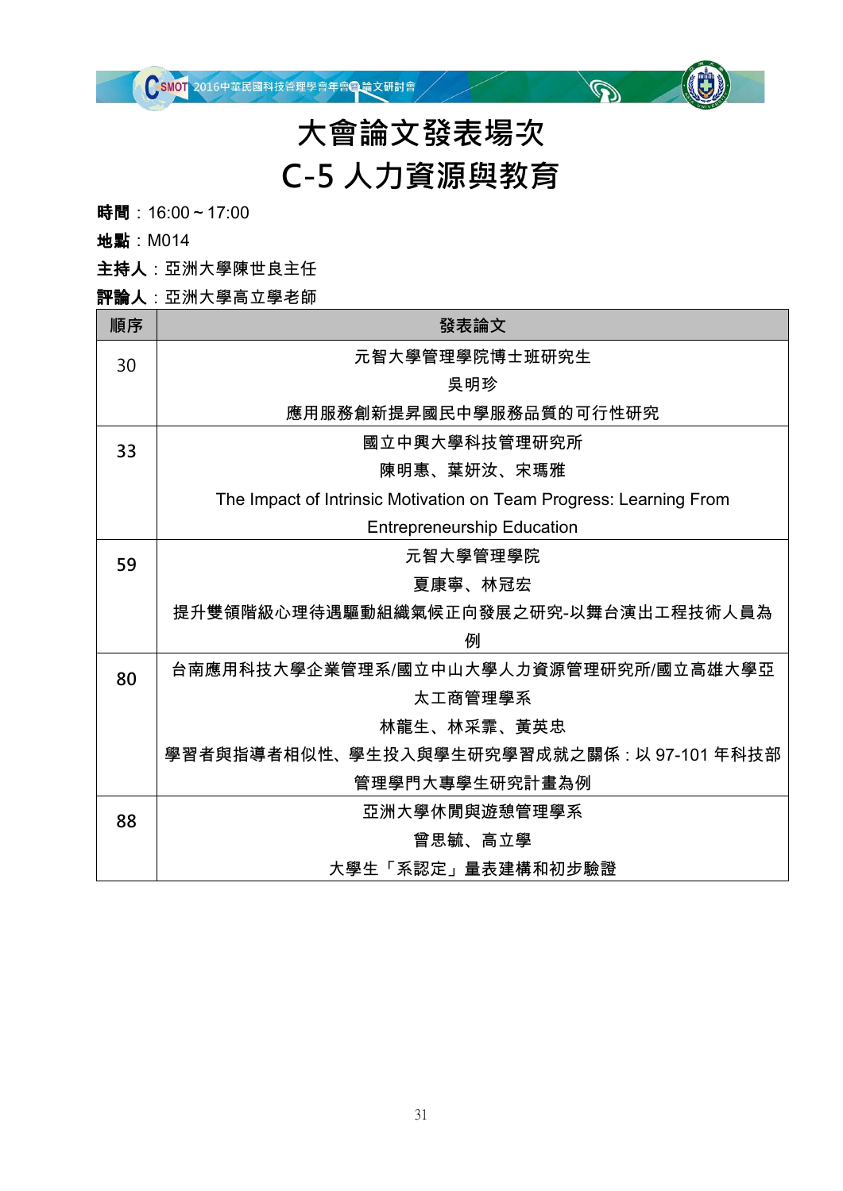# 大會論文發表場次

# C-5 人力資源與教育

**時間**：16:00 ~ 17:00

**地點**：M014

**主持人**：亞洲大學陳世良主任

**評論人**：亞洲大學高立學老師

| 順序 | 發表論文 |
|---|---|
| 30 | 元智大學管理學院博士班研究生<br>吳明珍<br>應用服務創新提昇國民中學服務品質的可行性研究 |
| 33 | 國立中興大學科技管理研究所<br>陳明惠、葉妍汝、宋瑪雅<br>The Impact of Intrinsic Motivation on Team Progress: Learning From Entrepreneurship Education |
| 59 | 元智大學管理學院<br>夏康寧、林冠宏<br>提升雙領階級心理待遇驅動組織氣候正向發展之研究-以舞台演出工程技術人員為例 |
| 80 | 台南應用科技大學企業管理系/國立中山大學人力資源管理研究所/國立高雄大學亞太工商管理學系<br>林龍生、林采霏、黃英忠<br>學習者與指導者相似性、學生投入與學生研究學習成就之關係：以 97-101 年科技部管理學門大專學生研究計畫為例 |
| 88 | 亞洲大學休閒與遊憩管理學系<br>曾思毓、高立學<br>大學生「系認定」量表建構和初步驗證 |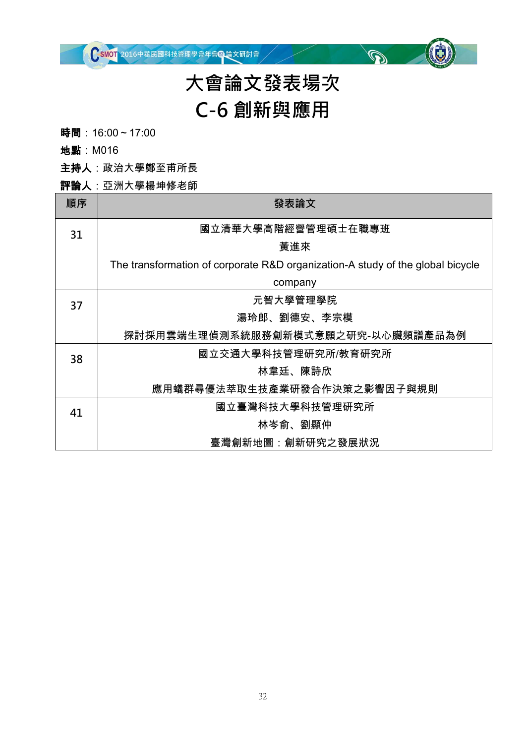# 大會論文發表場次

# C-6 創新與應用

**時間**：16:00 ~ 17:00

**地點**：M016

**主持人**：政治大學鄭至甫所長

**評論人**：亞洲大學楊坤修老師

| 順序 | 發表論文 |
|---|---|
| 31 | 國立清華大學高階經營管理碩士在職專班<br>黃進來<br>The transformation of corporate R&D organization-A study of the global bicycle company |
| 37 | 元智大學管理學院<br>湯玲郎、劉德安、李宗模<br>探討採用雲端生理偵測系統服務創新模式意願之研究-以心臟頻譜產品為例 |
| 38 | 國立交通大學科技管理研究所/教育研究所<br>林韋廷、陳詩欣<br>應用蟻群尋優法萃取生技產業研發合作決策之影響因子與規則 |
| 41 | 國立臺灣科技大學科技管理研究所<br>林岑俞、劉顯仲<br>臺灣創新地圖：創新研究之發展狀況 |